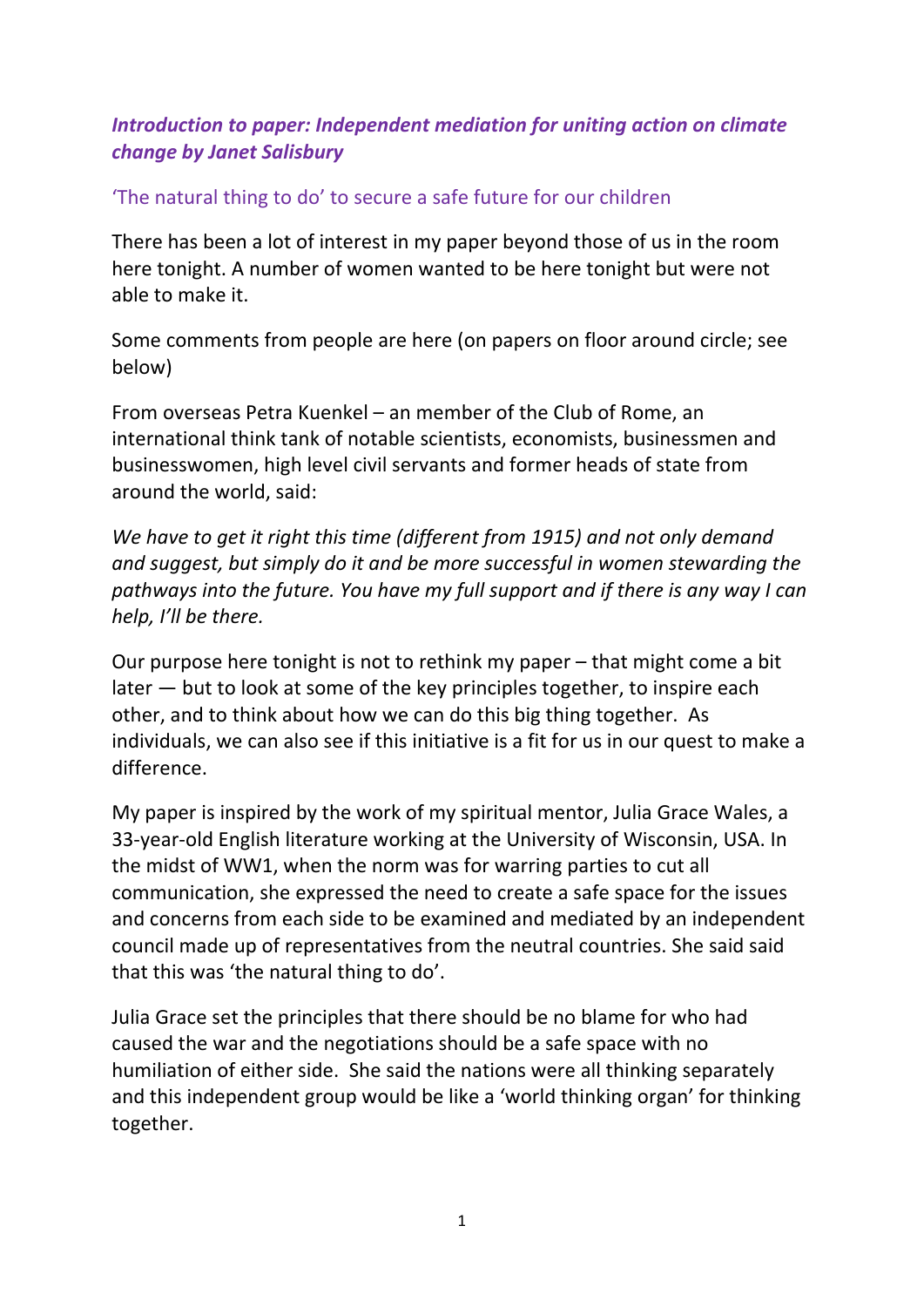***Introduction to paper: Independent mediation for uniting action on climate change by Janet Salisbury***

'The natural thing to do' to secure a safe future for our children

There has been a lot of interest in my paper beyond those of us in the room here tonight. A number of women wanted to be here tonight but were not able to make it.

Some comments from people are here (on papers on floor around circle; see below)

From overseas Petra Kuenkel – an member of the Club of Rome, an international think tank of notable scientists, economists, businessmen and businesswomen, high level civil servants and former heads of state from around the world, said:

*We have to get it right this time (different from 1915) and not only demand and suggest, but simply do it and be more successful in women stewarding the pathways into the future. You have my full support and if there is any way I can help, I'll be there.*

Our purpose here tonight is not to rethink my paper – that might come a bit later — but to look at some of the key principles together, to inspire each other, and to think about how we can do this big thing together. As individuals, we can also see if this initiative is a fit for us in our quest to make a difference.

My paper is inspired by the work of my spiritual mentor, Julia Grace Wales, a 33-year-old English literature working at the University of Wisconsin, USA. In the midst of WW1, when the norm was for warring parties to cut all communication, she expressed the need to create a safe space for the issues and concerns from each side to be examined and mediated by an independent council made up of representatives from the neutral countries. She said said that this was 'the natural thing to do'.

Julia Grace set the principles that there should be no blame for who had caused the war and the negotiations should be a safe space with no humiliation of either side. She said the nations were all thinking separately and this independent group would be like a 'world thinking organ' for thinking together.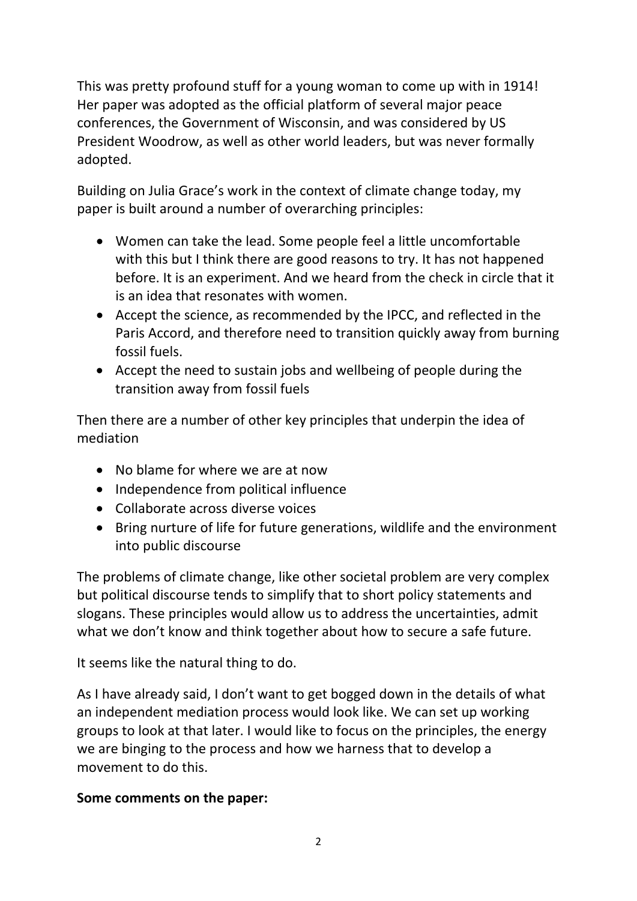This was pretty profound stuff for a young woman to come up with in 1914! Her paper was adopted as the official platform of several major peace conferences, the Government of Wisconsin, and was considered by US President Woodrow, as well as other world leaders, but was never formally adopted.

Building on Julia Grace's work in the context of climate change today, my paper is built around a number of overarching principles:

- Women can take the lead. Some people feel a little uncomfortable with this but I think there are good reasons to try. It has not happened before. It is an experiment. And we heard from the check in circle that it is an idea that resonates with women.
- Accept the science, as recommended by the IPCC, and reflected in the Paris Accord, and therefore need to transition quickly away from burning fossil fuels.
- Accept the need to sustain jobs and wellbeing of people during the transition away from fossil fuels

Then there are a number of other key principles that underpin the idea of mediation

- No blame for where we are at now
- Independence from political influence
- Collaborate across diverse voices
- Bring nurture of life for future generations, wildlife and the environment into public discourse

The problems of climate change, like other societal problem are very complex but political discourse tends to simplify that to short policy statements and slogans. These principles would allow us to address the uncertainties, admit what we don't know and think together about how to secure a safe future.

It seems like the natural thing to do.

As I have already said, I don't want to get bogged down in the details of what an independent mediation process would look like. We can set up working groups to look at that later. I would like to focus on the principles, the energy we are binging to the process and how we harness that to develop a movement to do this.

**Some comments on the paper:**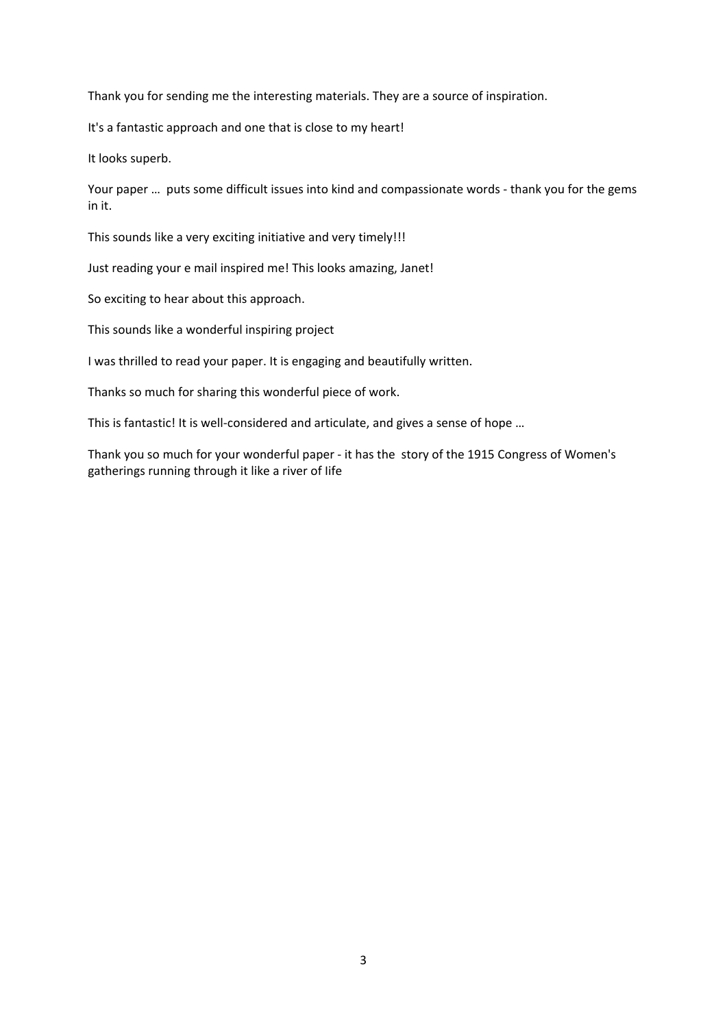Thank you for sending me the interesting materials. They are a source of inspiration.

It's a fantastic approach and one that is close to my heart!

It looks superb.

Your paper … puts some difficult issues into kind and compassionate words - thank you for the gems in it.

This sounds like a very exciting initiative and very timely!!!

Just reading your e mail inspired me! This looks amazing, Janet!

So exciting to hear about this approach.

This sounds like a wonderful inspiring project

I was thrilled to read your paper. It is engaging and beautifully written.

Thanks so much for sharing this wonderful piece of work.

This is fantastic! It is well-considered and articulate, and gives a sense of hope …

Thank you so much for your wonderful paper - it has the story of the 1915 Congress of Women's gatherings running through it like a river of Iife